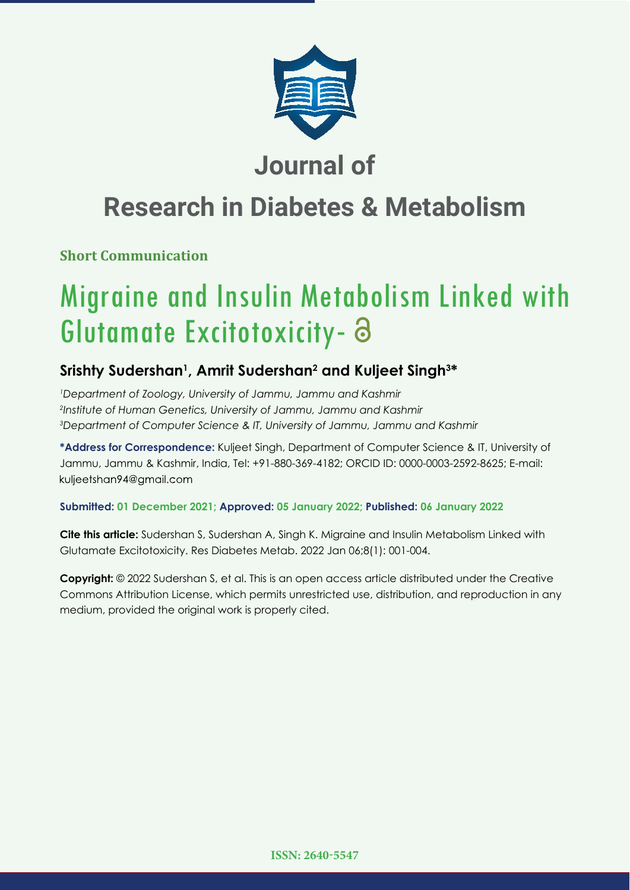# Journal of

# Research in Diabetes & Metabolism

**Short Communication**

# Migraine and Insulin Metabolism Linked with Glutamate Excitotoxicity-

## Srishty Sudershan[1], Amrit Sudershan[2] and Kuljeet Singh[3]*

*[1]Department of Zoology, University of Jammu, Jammu and Kashmir*
*[2]Institute of Human Genetics, University of Jammu, Jammu and Kashmir*
*[3]Department of Computer Science & IT, University of Jammu, Jammu and Kashmir*

**\*Address for Correspondence:** Kuljeet Singh, Department of Computer Science & IT, University of Jammu, Jammu & Kashmir, India, Tel: +91-880-369-4182; ORCID ID: 0000-0003-2592-8625; E-mail: kuljeetshan94@gmail.com

**Submitted: 01 December 2021; Approved: 05 January 2022; Published: 06 January 2022**

**Cite this article:** Sudershan S, Sudershan A, Singh K. Migraine and Insulin Metabolism Linked with Glutamate Excitotoxicity. Res Diabetes Metab. 2022 Jan 06;8(1): 001-004.

**Copyright:** © 2022 Sudershan S, et al. This is an open access article distributed under the Creative Commons Attribution License, which permits unrestricted use, distribution, and reproduction in any medium, provided the original work is properly cited.

**ISSN: 2640-5547**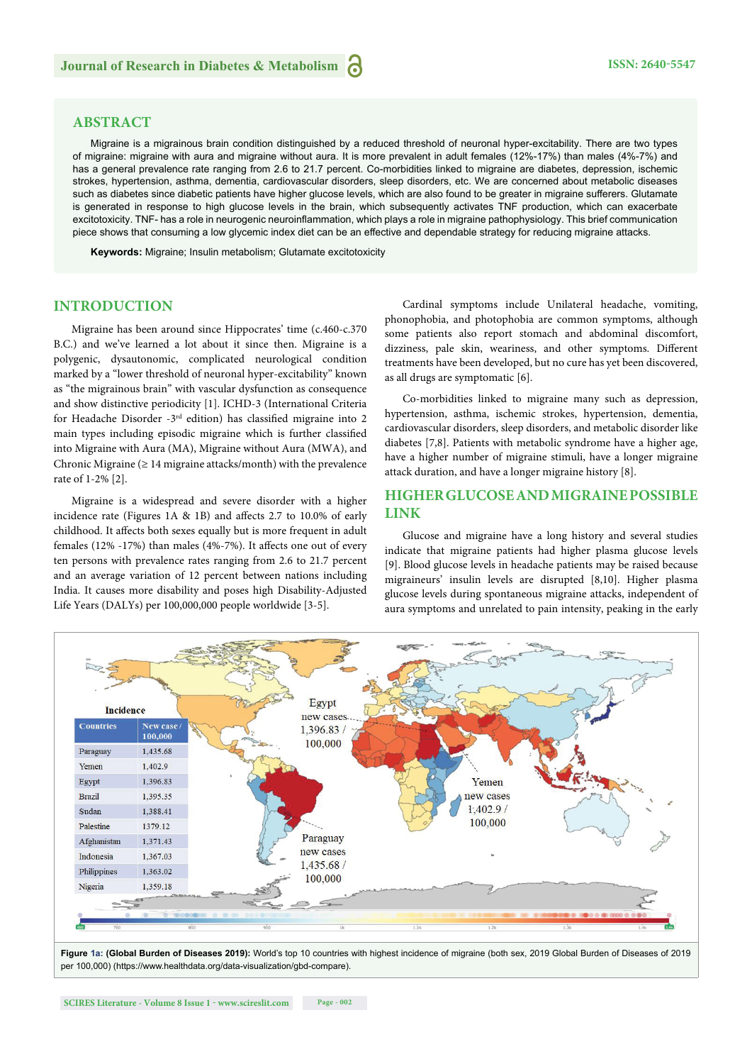## ABSTRACT

Migraine is a migrainous brain condition distinguished by a reduced threshold of neuronal hyper-excitability. There are two types of migraine: migraine with aura and migraine without aura. It is more prevalent in adult females (12%-17%) than males (4%-7%) and has a general prevalence rate ranging from 2.6 to 21.7 percent. Co-morbidities linked to migraine are diabetes, depression, ischemic strokes, hypertension, asthma, dementia, cardiovascular disorders, sleep disorders, etc. We are concerned about metabolic diseases such as diabetes since diabetic patients have higher glucose levels, which are also found to be greater in migraine sufferers. Glutamate is generated in response to high glucose levels in the brain, which subsequently activates TNF production, which can exacerbate excitotoxicity. TNF- has a role in neurogenic neuroinflammation, which plays a role in migraine pathophysiology. This brief communication piece shows that consuming a low glycemic index diet can be an effective and dependable strategy for reducing migraine attacks.

**Keywords:** Migraine; Insulin metabolism; Glutamate excitotoxicity

## INTRODUCTION

Migraine has been around since Hippocrates' time (c.460-c.370 B.C.) and we've learned a lot about it since then. Migraine is a polygenic, dysautonomic, complicated neurological condition marked by a "lower threshold of neuronal hyper-excitability" known as "the migrainous brain" with vascular dysfunction as consequence and show distinctive periodicity [1]. ICHD-3 (International Criteria for Headache Disorder -3rd edition) has classified migraine into 2 main types including episodic migraine which is further classified into Migraine with Aura (MA), Migraine without Aura (MWA), and Chronic Migraine (≥ 14 migraine attacks/month) with the prevalence rate of 1-2% [2].

Migraine is a widespread and severe disorder with a higher incidence rate (Figures 1A & 1B) and affects 2.7 to 10.0% of early childhood. It affects both sexes equally but is more frequent in adult females (12% -17%) than males (4%-7%). It affects one out of every ten persons with prevalence rates ranging from 2.6 to 21.7 percent and an average variation of 12 percent between nations including India. It causes more disability and poses high Disability-Adjusted Life Years (DALYs) per 100,000,000 people worldwide [3-5].

Cardinal symptoms include Unilateral headache, vomiting, phonophobia, and photophobia are common symptoms, although some patients also report stomach and abdominal discomfort, dizziness, pale skin, weariness, and other symptoms. Different treatments have been developed, but no cure has yet been discovered, as all drugs are symptomatic [6].

Co-morbidities linked to migraine many such as depression, hypertension, asthma, ischemic strokes, hypertension, dementia, cardiovascular disorders, sleep disorders, and metabolic disorder like diabetes [7,8]. Patients with metabolic syndrome have a higher age, have a higher number of migraine stimuli, have a longer migraine attack duration, and have a longer migraine history [8].

## HIGHER GLUCOSE AND MIGRAINE POSSIBLE LINK

Glucose and migraine have a long history and several studies indicate that migraine patients had higher plasma glucose levels [9]. Blood glucose levels in headache patients may be raised because migraineurs' insulin levels are disrupted [8,10]. Higher plasma glucose levels during spontaneous migraine attacks, independent of aura symptoms and unrelated to pain intensity, peaking in the early

**Incidence**

| Countries | New case / 100,000 |
|---|---|
| Paraguay | 1,435.68 |
| Yemen | 1,402.9 |
| Egypt | 1,396.83 |
| Brazil | 1,395.35 |
| Sudan | 1,388.41 |
| Palestine | 1379.12 |
| Afghanistan | 1,371.43 |
| Indonesia | 1,367.03 |
| Philippines | 1,363.02 |
| Nigeria | 1,359.18 |

Egypt new cases 1,396.83 / 100,000

Yemen new cases 1,402.9 / 100,000

Paraguay new cases 1,435.68 / 100,000

**Figure 1a: (Global Burden of Diseases 2019):** World's top 10 countries with highest incidence of migraine (both sex, 2019 Global Burden of Diseases of 2019 per 100,000) (https://www.healthdata.org/data-visualization/gbd-compare).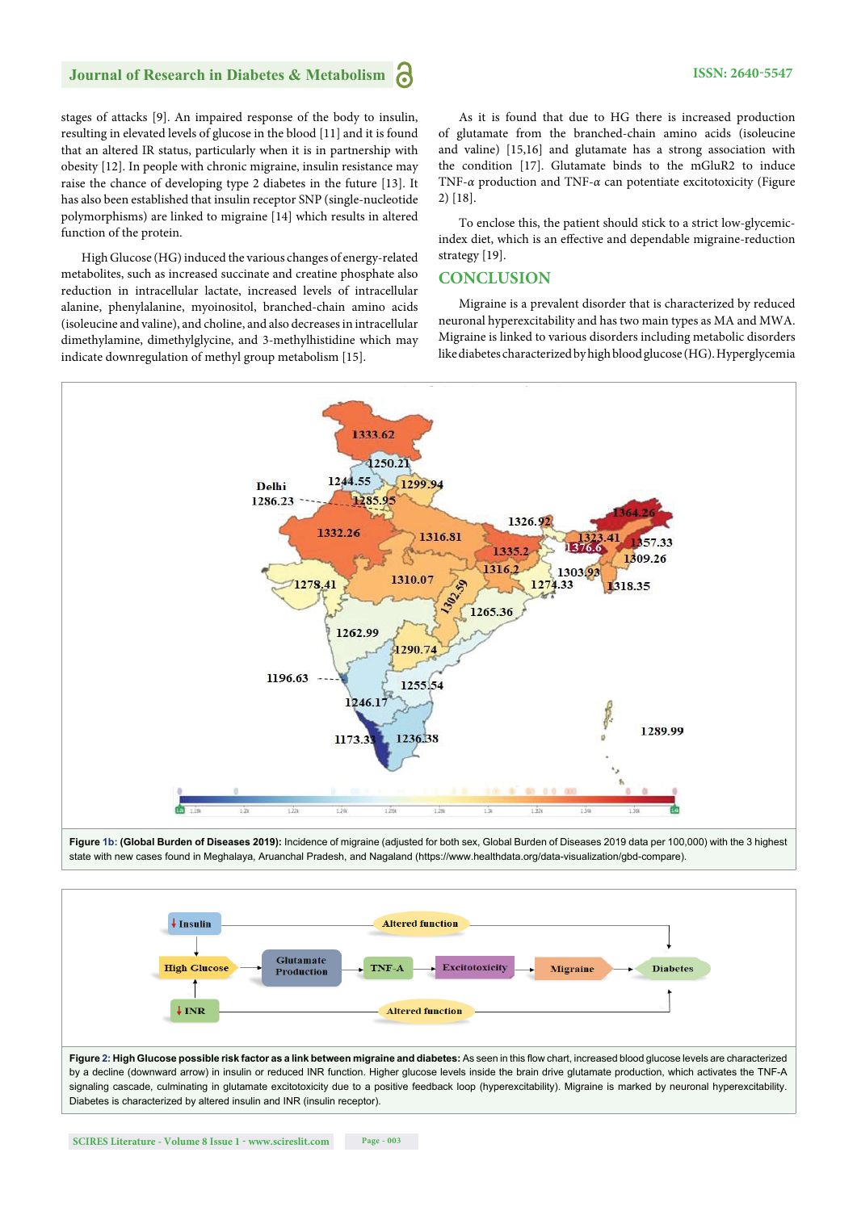stages of attacks [9]. An impaired response of the body to insulin, resulting in elevated levels of glucose in the blood [11] and it is found that an altered IR status, particularly when it is in partnership with obesity [12]. In people with chronic migraine, insulin resistance may raise the chance of developing type 2 diabetes in the future [13]. It has also been established that insulin receptor SNP (single-nucleotide polymorphisms) are linked to migraine [14] which results in altered function of the protein.

High Glucose (HG) induced the various changes of energy-related metabolites, such as increased succinate and creatine phosphate also reduction in intracellular lactate, increased levels of intracellular alanine, phenylalanine, myoinositol, branched-chain amino acids (isoleucine and valine), and choline, and also decreases in intracellular dimethylamine, dimethylglycine, and 3-methylhistidine which may indicate downregulation of methyl group metabolism [15].

As it is found that due to HG there is increased production of glutamate from the branched-chain amino acids (isoleucine and valine) [15,16] and glutamate has a strong association with the condition [17]. Glutamate binds to the mGluR2 to induce TNF-*α* production and TNF-*α* can potentiate excitotoxicity (Figure 2) [18].

To enclose this, the patient should stick to a strict low-glycemic-index diet, which is an effective and dependable migraine-reduction strategy [19].

## CONCLUSION

Migraine is a prevalent disorder that is characterized by reduced neuronal hyperexcitability and has two main types as MA and MWA. Migraine is linked to various disorders including metabolic disorders like diabetes characterized by high blood glucose (HG). Hyperglycemia

**Figure 1b: (Global Burden of Diseases 2019):** Incidence of migraine (adjusted for both sex, Global Burden of Diseases 2019 data per 100,000) with the 3 highest state with new cases found in Meghalaya, Aruanchal Pradesh, and Nagaland (https://www.healthdata.org/data-visualization/gbd-compare).

**Figure 2: High Glucose possible risk factor as a link between migraine and diabetes:** As seen in this flow chart, increased blood glucose levels are characterized by a decline (downward arrow) in insulin or reduced INR function. Higher glucose levels inside the brain drive glutamate production, which activates the TNF-A signaling cascade, culminating in glutamate excitotoxicity due to a positive feedback loop (hyperexcitability). Migraine is marked by neuronal hyperexcitability. Diabetes is characterized by altered insulin and INR (insulin receptor).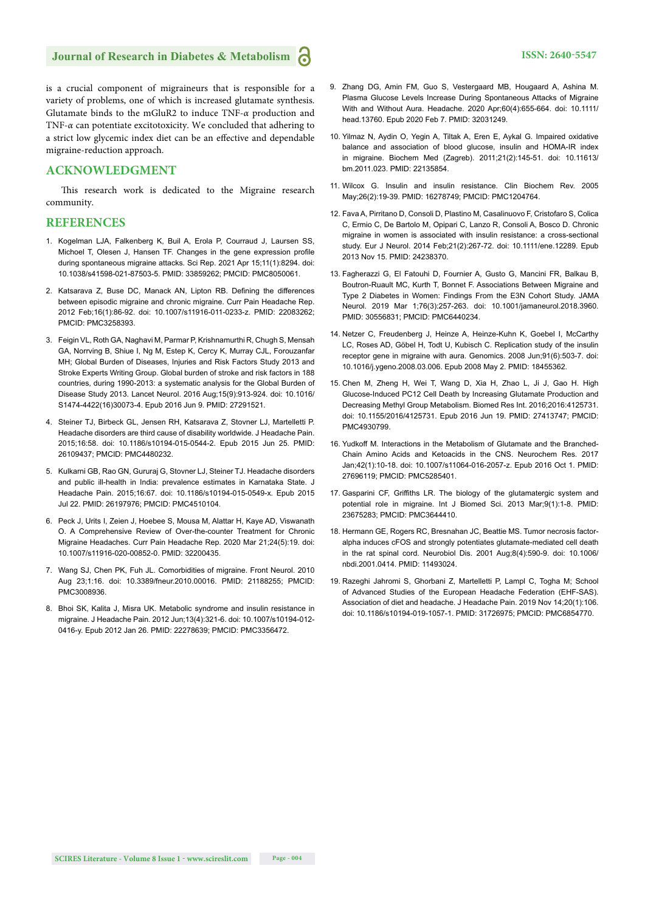is a crucial component of migraineurs that is responsible for a variety of problems, one of which is increased glutamate synthesis. Glutamate binds to the mGluR2 to induce TNF-$\alpha$ production and TNF-$\alpha$ can potentiate excitotoxicity. We concluded that adhering to a strict low glycemic index diet can be an effective and dependable migraine-reduction approach.

## ACKNOWLEDGMENT

This research work is dedicated to the Migraine research community.

## REFERENCES

1. Kogelman LJA, Falkenberg K, Buil A, Erola P, Courraud J, Laursen SS, Michoel T, Olesen J, Hansen TF. Changes in the gene expression profile during spontaneous migraine attacks. Sci Rep. 2021 Apr 15;11(1):8294. doi: 10.1038/s41598-021-87503-5. PMID: 33859262; PMCID: PMC8050061.
2. Katsarava Z, Buse DC, Manack AN, Lipton RB. Defining the differences between episodic migraine and chronic migraine. Curr Pain Headache Rep. 2012 Feb;16(1):86-92. doi: 10.1007/s11916-011-0233-z. PMID: 22083262; PMCID: PMC3258393.
3. Feigin VL, Roth GA, Naghavi M, Parmar P, Krishnamurthi R, Chugh S, Mensah GA, Norrving B, Shiue I, Ng M, Estep K, Cercy K, Murray CJL, Forouzanfar MH; Global Burden of Diseases, Injuries and Risk Factors Study 2013 and Stroke Experts Writing Group. Global burden of stroke and risk factors in 188 countries, during 1990-2013: a systematic analysis for the Global Burden of Disease Study 2013. Lancet Neurol. 2016 Aug;15(9):913-924. doi: 10.1016/S1474-4422(16)30073-4. Epub 2016 Jun 9. PMID: 27291521.
4. Steiner TJ, Birbeck GL, Jensen RH, Katsarava Z, Stovner LJ, Martelletti P. Headache disorders are third cause of disability worldwide. J Headache Pain. 2015;16:58. doi: 10.1186/s10194-015-0544-2. Epub 2015 Jun 25. PMID: 26109437; PMCID: PMC4480232.
5. Kulkarni GB, Rao GN, Gururaj G, Stovner LJ, Steiner TJ. Headache disorders and public ill-health in India: prevalence estimates in Karnataka State. J Headache Pain. 2015;16:67. doi: 10.1186/s10194-015-0549-x. Epub 2015 Jul 22. PMID: 26197976; PMCID: PMC4510104.
6. Peck J, Urits I, Zeien J, Hoebee S, Mousa M, Alattar H, Kaye AD, Viswanath O. A Comprehensive Review of Over-the-counter Treatment for Chronic Migraine Headaches. Curr Pain Headache Rep. 2020 Mar 21;24(5):19. doi: 10.1007/s11916-020-00852-0. PMID: 32200435.
7. Wang SJ, Chen PK, Fuh JL. Comorbidities of migraine. Front Neurol. 2010 Aug 23;1:16. doi: 10.3389/fneur.2010.00016. PMID: 21188255; PMCID: PMC3008936.
8. Bhoi SK, Kalita J, Misra UK. Metabolic syndrome and insulin resistance in migraine. J Headache Pain. 2012 Jun;13(4):321-6. doi: 10.1007/s10194-012-0416-y. Epub 2012 Jan 26. PMID: 22278639; PMCID: PMC3356472.
9. Zhang DG, Amin FM, Guo S, Vestergaard MB, Hougaard A, Ashina M. Plasma Glucose Levels Increase During Spontaneous Attacks of Migraine With and Without Aura. Headache. 2020 Apr;60(4):655-664. doi: 10.1111/head.13760. Epub 2020 Feb 7. PMID: 32031249.
10. Yilmaz N, Aydin O, Yegin A, Tiltak A, Eren E, Aykal G. Impaired oxidative balance and association of blood glucose, insulin and HOMA-IR index in migraine. Biochem Med (Zagreb). 2011;21(2):145-51. doi: 10.11613/bm.2011.023. PMID: 22135854.
11. Wilcox G. Insulin and insulin resistance. Clin Biochem Rev. 2005 May;26(2):19-39. PMID: 16278749; PMCID: PMC1204764.
12. Fava A, Pirritano D, Consoli D, Plastino M, Casalinuovo F, Cristofaro S, Colica C, Ermio C, De Bartolo M, Opipari C, Lanzo R, Consoli A, Bosco D. Chronic migraine in women is associated with insulin resistance: a cross-sectional study. Eur J Neurol. 2014 Feb;21(2):267-72. doi: 10.1111/ene.12289. Epub 2013 Nov 15. PMID: 24238370.
13. Fagherazzi G, El Fatouhi D, Fournier A, Gusto G, Mancini FR, Balkau B, Boutron-Ruault MC, Kurth T, Bonnet F. Associations Between Migraine and Type 2 Diabetes in Women: Findings From the E3N Cohort Study. JAMA Neurol. 2019 Mar 1;76(3):257-263. doi: 10.1001/jamaneurol.2018.3960. PMID: 30556831; PMCID: PMC6440234.
14. Netzer C, Freudenberg J, Heinze A, Heinze-Kuhn K, Goebel I, McCarthy LC, Roses AD, Göbel H, Todt U, Kubisch C. Replication study of the insulin receptor gene in migraine with aura. Genomics. 2008 Jun;91(6):503-7. doi: 10.1016/j.ygeno.2008.03.006. Epub 2008 May 2. PMID: 18455362.
15. Chen M, Zheng H, Wei T, Wang D, Xia H, Zhao L, Ji J, Gao H. High Glucose-Induced PC12 Cell Death by Increasing Glutamate Production and Decreasing Methyl Group Metabolism. Biomed Res Int. 2016;2016:4125731. doi: 10.1155/2016/4125731. Epub 2016 Jun 19. PMID: 27413747; PMCID: PMC4930799.
16. Yudkoff M. Interactions in the Metabolism of Glutamate and the Branched-Chain Amino Acids and Ketoacids in the CNS. Neurochem Res. 2017 Jan;42(1):10-18. doi: 10.1007/s11064-016-2057-z. Epub 2016 Oct 1. PMID: 27696119; PMCID: PMC5285401.
17. Gasparini CF, Griffiths LR. The biology of the glutamatergic system and potential role in migraine. Int J Biomed Sci. 2013 Mar;9(1):1-8. PMID: 23675283; PMCID: PMC3644410.
18. Hermann GE, Rogers RC, Bresnahan JC, Beattie MS. Tumor necrosis factor-alpha induces cFOS and strongly potentiates glutamate-mediated cell death in the rat spinal cord. Neurobiol Dis. 2001 Aug;8(4):590-9. doi: 10.1006/nbdi.2001.0414. PMID: 11493024.
19. Razeghi Jahromi S, Ghorbani Z, Martelletti P, Lampl C, Togha M; School of Advanced Studies of the European Headache Federation (EHF-SAS). Association of diet and headache. J Headache Pain. 2019 Nov 14;20(1):106. doi: 10.1186/s10194-019-1057-1. PMID: 31726975; PMCID: PMC6854770.